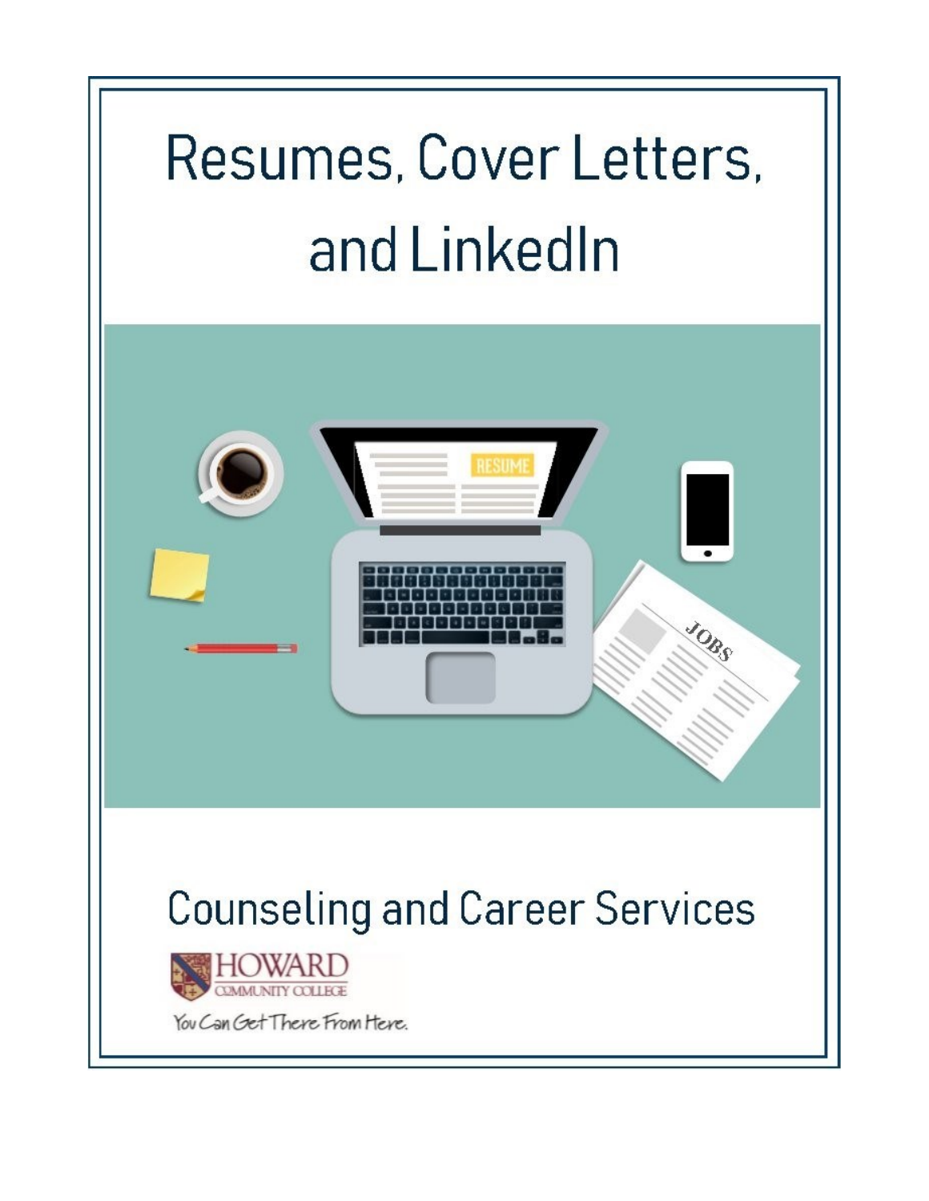# Resumes, Cover Letters, and LinkedIn

## Counseling and Career Services

HOWARD COMMUNITY COLLEGE

You Can Get There From Here.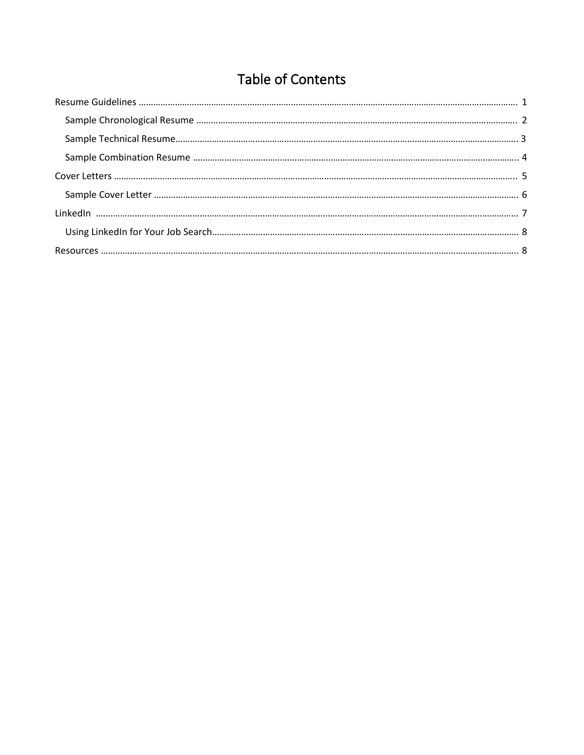# Table of Contents

Resume Guidelines ........................................................................................................................................ 1

  Sample Chronological Resume ................................................................................................................ 2

  Sample Technical Resume......................................................................................................................... 3

  Sample Combination Resume .................................................................................................................. 4

Cover Letters ................................................................................................................................................. 5

  Sample Cover Letter .................................................................................................................................. 6

LinkedIn ........................................................................................................................................................ 7

  Using LinkedIn for Your Job Search.......................................................................................................... 8

Resources ...................................................................................................................................................... 8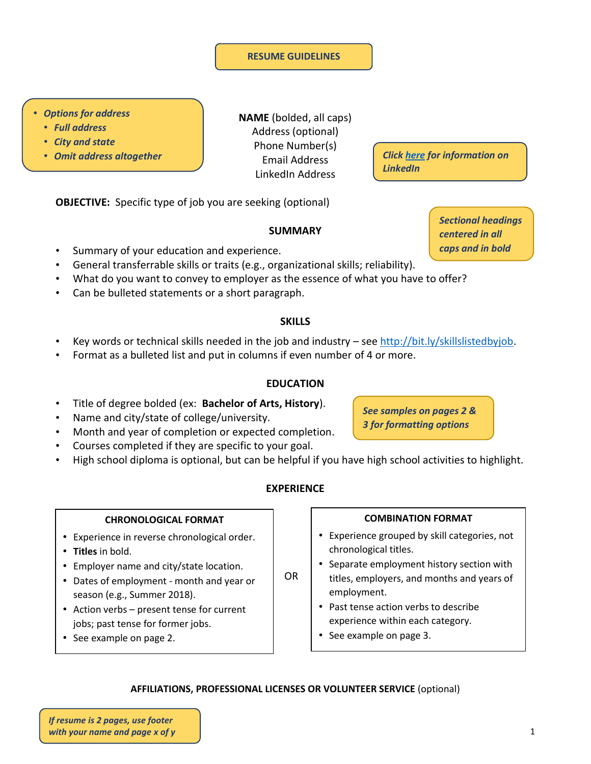# RESUME GUIDELINES

- ***Options for address***
  - ***Full address***
  - ***City and state***
  - ***Omit address altogether***

**NAME** (bolded, all caps)
Address (optional)
Phone Number(s)
Email Address
LinkedIn Address

***Click here for information on LinkedIn***

**OBJECTIVE:** Specific type of job you are seeking (optional)

***Sectional headings centered in all caps and in bold***

## SUMMARY

- Summary of your education and experience.
- General transferrable skills or traits (e.g., organizational skills; reliability).
- What do you want to convey to employer as the essence of what you have to offer?
- Can be bulleted statements or a short paragraph.

## SKILLS

- Key words or technical skills needed in the job and industry – see http://bit.ly/skillslistedbyjob.
- Format as a bulleted list and put in columns if even number of 4 or more.

## EDUCATION

***See samples on pages 2 & 3 for formatting options***

- Title of degree bolded (ex: **Bachelor of Arts, History**).
- Name and city/state of college/university.
- Month and year of completion or expected completion.
- Courses completed if they are specific to your goal.
- High school diploma is optional, but can be helpful if you have high school activities to highlight.

## EXPERIENCE

**CHRONOLOGICAL FORMAT**

- Experience in reverse chronological order.
- **Titles** in bold.
- Employer name and city/state location.
- Dates of employment - month and year or season (e.g., Summer 2018).
- Action verbs – present tense for current jobs; past tense for former jobs.
- See example on page 2.

OR

**COMBINATION FORMAT**

- Experience grouped by skill categories, not chronological titles.
- Separate employment history section with titles, employers, and months and years of employment.
- Past tense action verbs to describe experience within each category.
- See example on page 3.

## AFFILIATIONS, PROFESSIONAL LICENSES OR VOLUNTEER SERVICE (optional)

***If resume is 2 pages, use footer with your name and page x of y***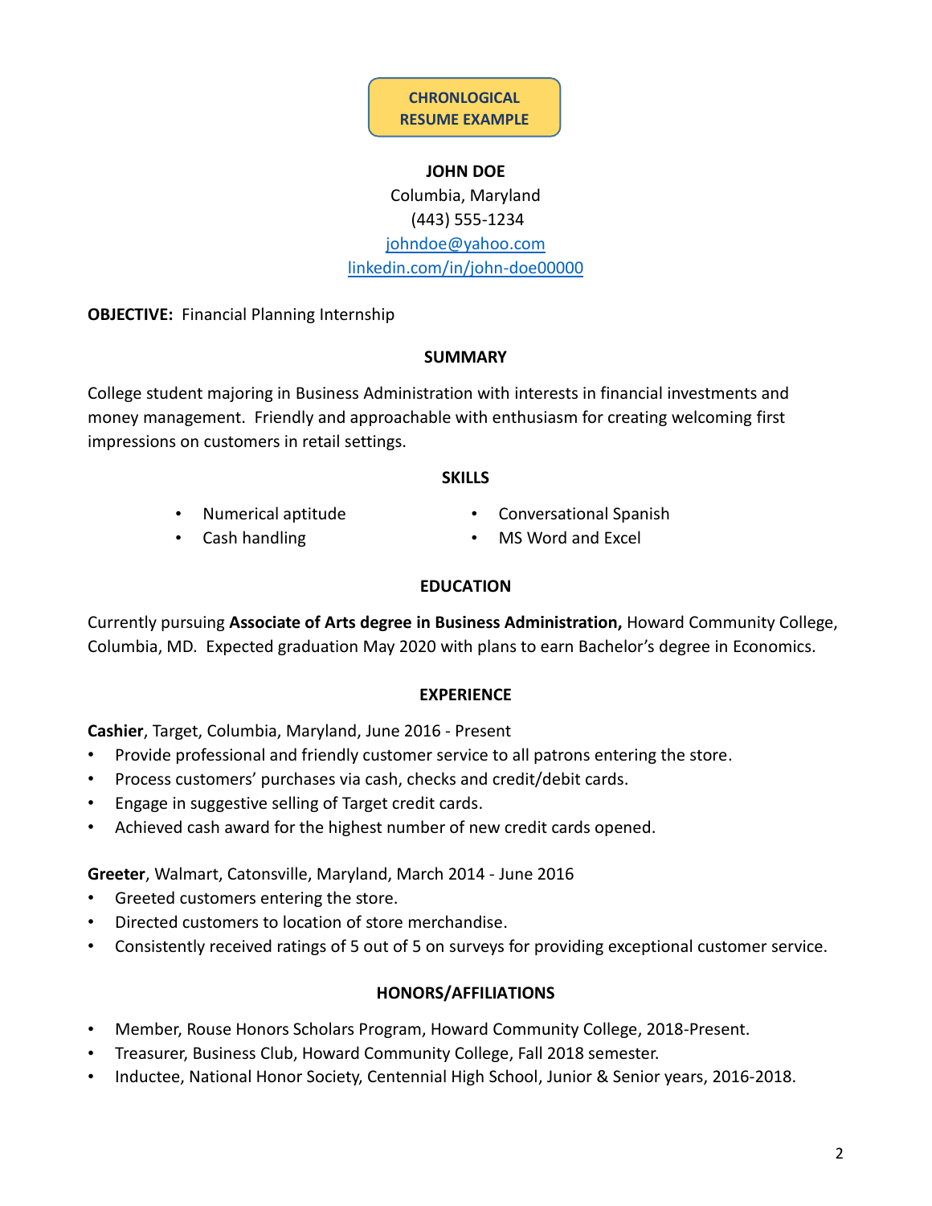**CHRONOLOGICAL RESUME EXAMPLE**

**JOHN DOE**
Columbia, Maryland
(443) 555-1234
johndoe@yahoo.com
linkedin.com/in/john-doe00000

**OBJECTIVE:** Financial Planning Internship

## SUMMARY

College student majoring in Business Administration with interests in financial investments and money management. Friendly and approachable with enthusiasm for creating welcoming first impressions on customers in retail settings.

## SKILLS

- Numerical aptitude
- Cash handling
- Conversational Spanish
- MS Word and Excel

## EDUCATION

Currently pursuing **Associate of Arts degree in Business Administration,** Howard Community College, Columbia, MD. Expected graduation May 2020 with plans to earn Bachelor's degree in Economics.

## EXPERIENCE

**Cashier**, Target, Columbia, Maryland, June 2016 - Present

- Provide professional and friendly customer service to all patrons entering the store.
- Process customers' purchases via cash, checks and credit/debit cards.
- Engage in suggestive selling of Target credit cards.
- Achieved cash award for the highest number of new credit cards opened.

**Greeter**, Walmart, Catonsville, Maryland, March 2014 - June 2016

- Greeted customers entering the store.
- Directed customers to location of store merchandise.
- Consistently received ratings of 5 out of 5 on surveys for providing exceptional customer service.

## HONORS/AFFILIATIONS

- Member, Rouse Honors Scholars Program, Howard Community College, 2018-Present.
- Treasurer, Business Club, Howard Community College, Fall 2018 semester.
- Inductee, National Honor Society, Centennial High School, Junior & Senior years, 2016-2018.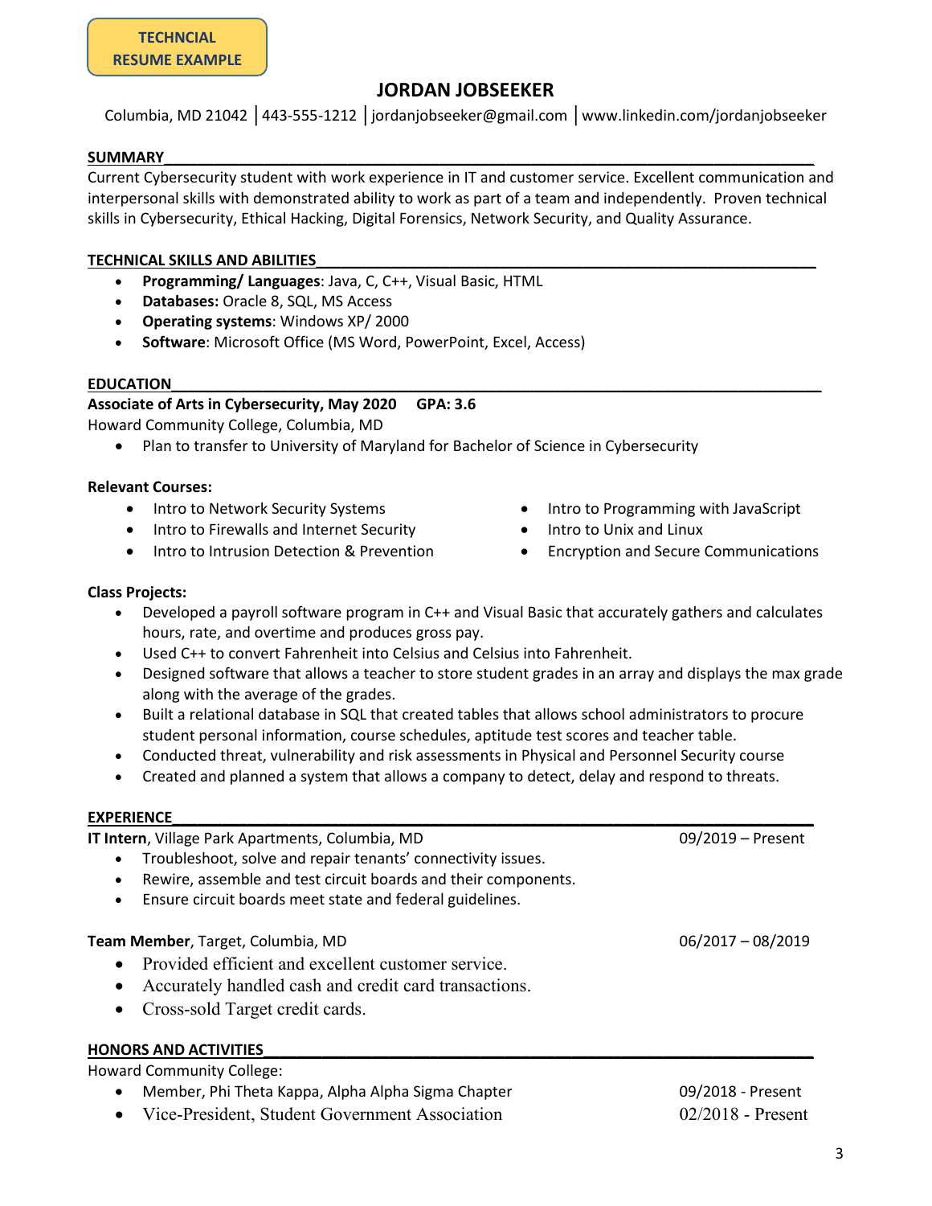**TECHCNIAL RESUME EXAMPLE**

# JORDAN JOBSEEKER

Columbia, MD 21042 │443-555-1212 │jordanjobseeker@gmail.com │www.linkedin.com/jordanjobseeker

## SUMMARY

Current Cybersecurity student with work experience in IT and customer service. Excellent communication and interpersonal skills with demonstrated ability to work as part of a team and independently. Proven technical skills in Cybersecurity, Ethical Hacking, Digital Forensics, Network Security, and Quality Assurance.

## TECHNICAL SKILLS AND ABILITIES

- **Programming/ Languages**: Java, C, C++, Visual Basic, HTML
- **Databases:** Oracle 8, SQL, MS Access
- **Operating systems**: Windows XP/ 2000
- **Software**: Microsoft Office (MS Word, PowerPoint, Excel, Access)

## EDUCATION

**Associate of Arts in Cybersecurity, May 2020 GPA: 3.6**
Howard Community College, Columbia, MD

- Plan to transfer to University of Maryland for Bachelor of Science in Cybersecurity

**Relevant Courses:**

- Intro to Network Security Systems
- Intro to Firewalls and Internet Security
- Intro to Intrusion Detection & Prevention
- Intro to Programming with JavaScript
- Intro to Unix and Linux
- Encryption and Secure Communications

**Class Projects:**

- Developed a payroll software program in C++ and Visual Basic that accurately gathers and calculates hours, rate, and overtime and produces gross pay.
- Used C++ to convert Fahrenheit into Celsius and Celsius into Fahrenheit.
- Designed software that allows a teacher to store student grades in an array and displays the max grade along with the average of the grades.
- Built a relational database in SQL that created tables that allows school administrators to procure student personal information, course schedules, aptitude test scores and teacher table.
- Conducted threat, vulnerability and risk assessments in Physical and Personnel Security course
- Created and planned a system that allows a company to detect, delay and respond to threats.

## EXPERIENCE

**IT Intern**, Village Park Apartments, Columbia, MD 09/2019 – Present

- Troubleshoot, solve and repair tenants' connectivity issues.
- Rewire, assemble and test circuit boards and their components.
- Ensure circuit boards meet state and federal guidelines.

**Team Member**, Target, Columbia, MD 06/2017 – 08/2019

- Provided efficient and excellent customer service.
- Accurately handled cash and credit card transactions.
- Cross-sold Target credit cards.

## HONORS AND ACTIVITIES

Howard Community College:

- Member, Phi Theta Kappa, Alpha Alpha Sigma Chapter 09/2018 - Present
- Vice-President, Student Government Association 02/2018 - Present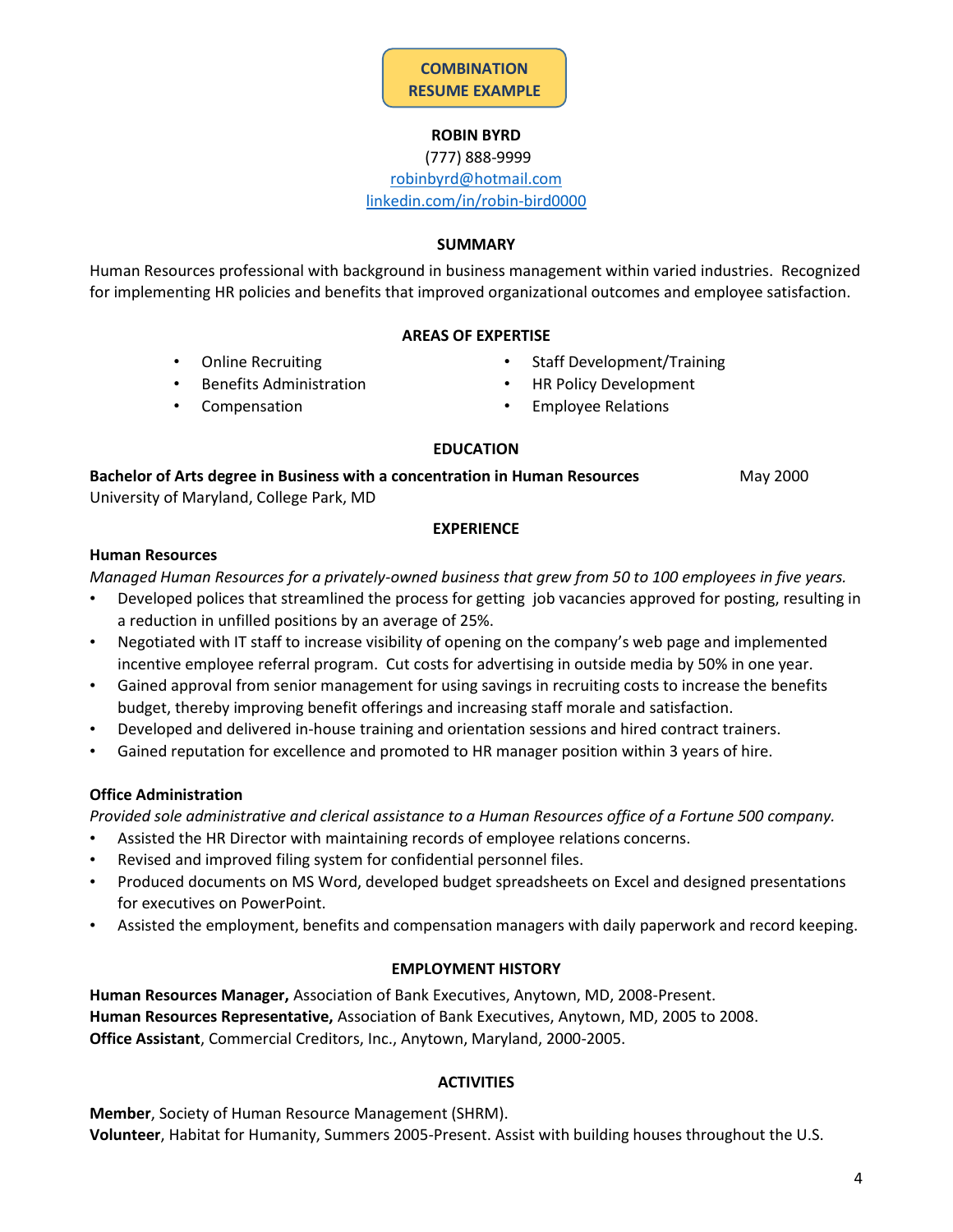**COMBINATION RESUME EXAMPLE**

**ROBIN BYRD**
(777) 888-9999
robinbyrd@hotmail.com
linkedin.com/in/robin-bird0000

## SUMMARY

Human Resources professional with background in business management within varied industries. Recognized for implementing HR policies and benefits that improved organizational outcomes and employee satisfaction.

## AREAS OF EXPERTISE

- Online Recruiting
- Benefits Administration
- Compensation
- Staff Development/Training
- HR Policy Development
- Employee Relations

## EDUCATION

**Bachelor of Arts degree in Business with a concentration in Human Resources** May 2000
University of Maryland, College Park, MD

## EXPERIENCE

**Human Resources**
*Managed Human Resources for a privately-owned business that grew from 50 to 100 employees in five years.*

- Developed polices that streamlined the process for getting job vacancies approved for posting, resulting in a reduction in unfilled positions by an average of 25%.
- Negotiated with IT staff to increase visibility of opening on the company's web page and implemented incentive employee referral program. Cut costs for advertising in outside media by 50% in one year.
- Gained approval from senior management for using savings in recruiting costs to increase the benefits budget, thereby improving benefit offerings and increasing staff morale and satisfaction.
- Developed and delivered in-house training and orientation sessions and hired contract trainers.
- Gained reputation for excellence and promoted to HR manager position within 3 years of hire.

**Office Administration**
*Provided sole administrative and clerical assistance to a Human Resources office of a Fortune 500 company.*

- Assisted the HR Director with maintaining records of employee relations concerns.
- Revised and improved filing system for confidential personnel files.
- Produced documents on MS Word, developed budget spreadsheets on Excel and designed presentations for executives on PowerPoint.
- Assisted the employment, benefits and compensation managers with daily paperwork and record keeping.

## EMPLOYMENT HISTORY

**Human Resources Manager,** Association of Bank Executives, Anytown, MD, 2008-Present.
**Human Resources Representative,** Association of Bank Executives, Anytown, MD, 2005 to 2008.
**Office Assistant**, Commercial Creditors, Inc., Anytown, Maryland, 2000-2005.

## ACTIVITIES

**Member**, Society of Human Resource Management (SHRM).
**Volunteer**, Habitat for Humanity, Summers 2005-Present. Assist with building houses throughout the U.S.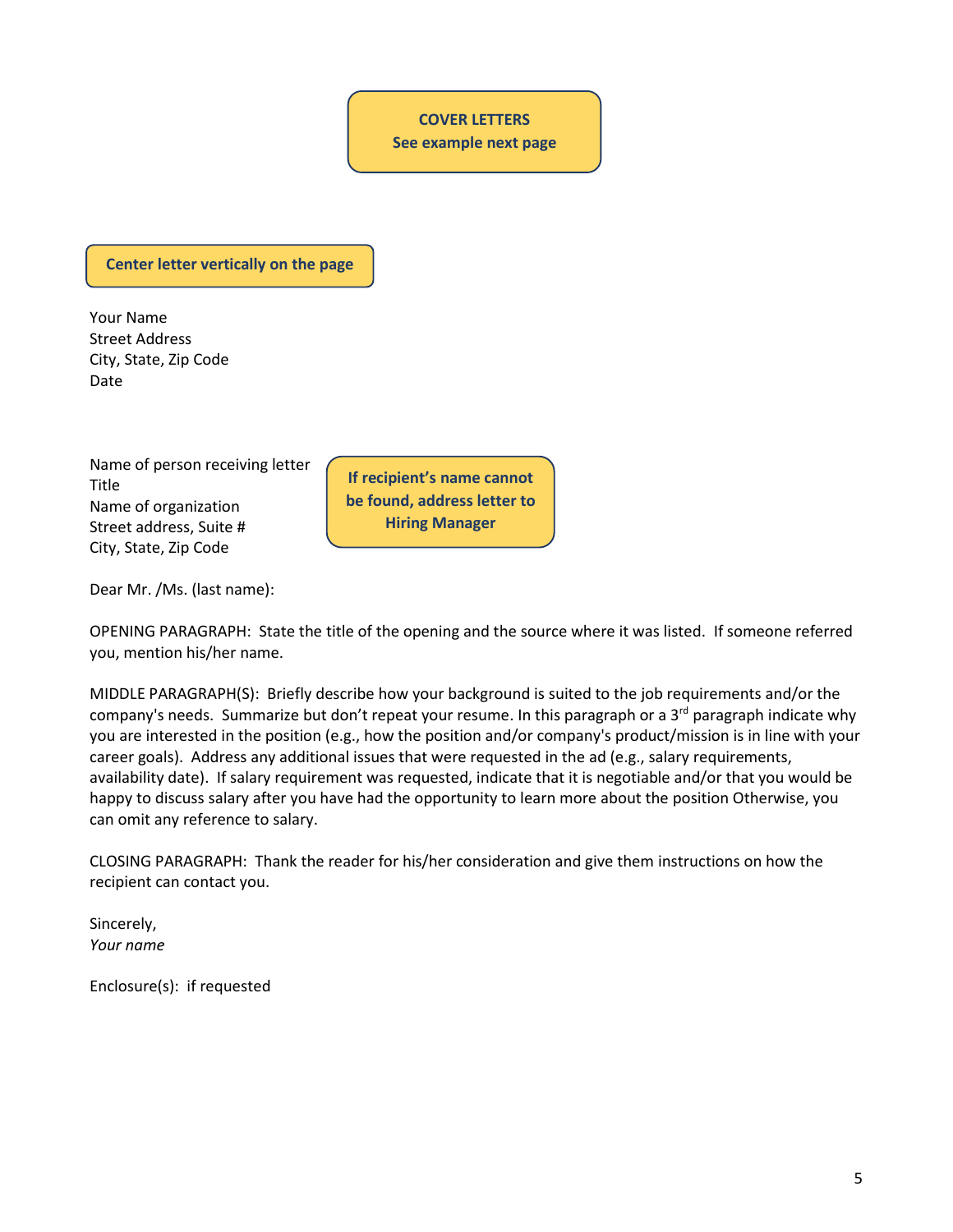**COVER LETTERS**
**See example next page**

**Center letter vertically on the page**

Your Name
Street Address
City, State, Zip Code
Date

Name of person receiving letter
Title
Name of organization
Street address, Suite #
City, State, Zip Code

**If recipient's name cannot be found, address letter to Hiring Manager**

Dear Mr. /Ms. (last name):

OPENING PARAGRAPH: State the title of the opening and the source where it was listed. If someone referred you, mention his/her name.

MIDDLE PARAGRAPH(S): Briefly describe how your background is suited to the job requirements and/or the company's needs. Summarize but don't repeat your resume. In this paragraph or a 3rd paragraph indicate why you are interested in the position (e.g., how the position and/or company's product/mission is in line with your career goals). Address any additional issues that were requested in the ad (e.g., salary requirements, availability date). If salary requirement was requested, indicate that it is negotiable and/or that you would be happy to discuss salary after you have had the opportunity to learn more about the position Otherwise, you can omit any reference to salary.

CLOSING PARAGRAPH: Thank the reader for his/her consideration and give them instructions on how the recipient can contact you.

Sincerely,
*Your name*

Enclosure(s): if requested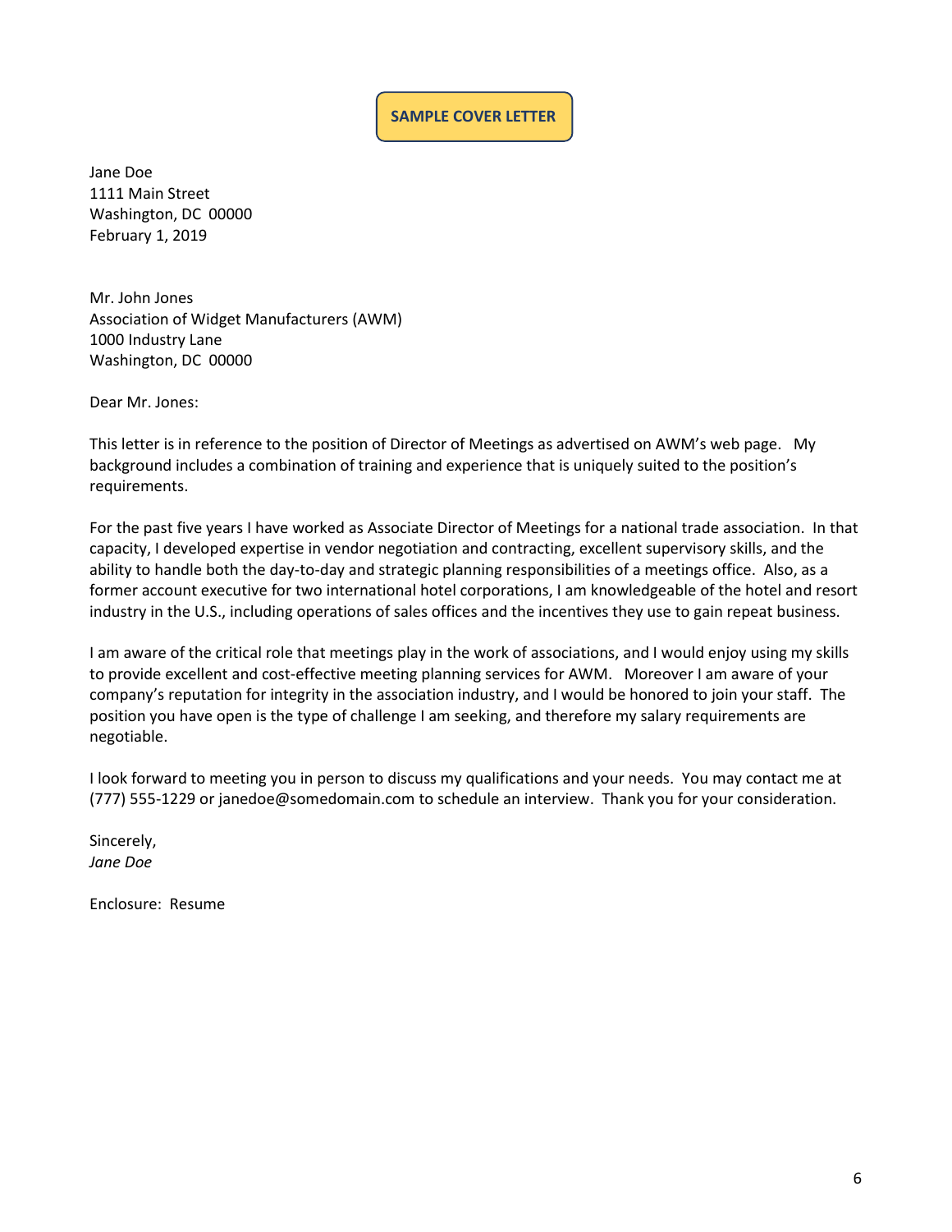**SAMPLE COVER LETTER**

Jane Doe
1111 Main Street
Washington, DC 00000
February 1, 2019

Mr. John Jones
Association of Widget Manufacturers (AWM)
1000 Industry Lane
Washington, DC 00000

Dear Mr. Jones:

This letter is in reference to the position of Director of Meetings as advertised on AWM's web page. My background includes a combination of training and experience that is uniquely suited to the position's requirements.

For the past five years I have worked as Associate Director of Meetings for a national trade association. In that capacity, I developed expertise in vendor negotiation and contracting, excellent supervisory skills, and the ability to handle both the day-to-day and strategic planning responsibilities of a meetings office. Also, as a former account executive for two international hotel corporations, I am knowledgeable of the hotel and resort industry in the U.S., including operations of sales offices and the incentives they use to gain repeat business.

I am aware of the critical role that meetings play in the work of associations, and I would enjoy using my skills to provide excellent and cost-effective meeting planning services for AWM. Moreover I am aware of your company's reputation for integrity in the association industry, and I would be honored to join your staff. The position you have open is the type of challenge I am seeking, and therefore my salary requirements are negotiable.

I look forward to meeting you in person to discuss my qualifications and your needs. You may contact me at (777) 555-1229 or janedoe@somedomain.com to schedule an interview. Thank you for your consideration.

Sincerely,
*Jane Doe*

Enclosure: Resume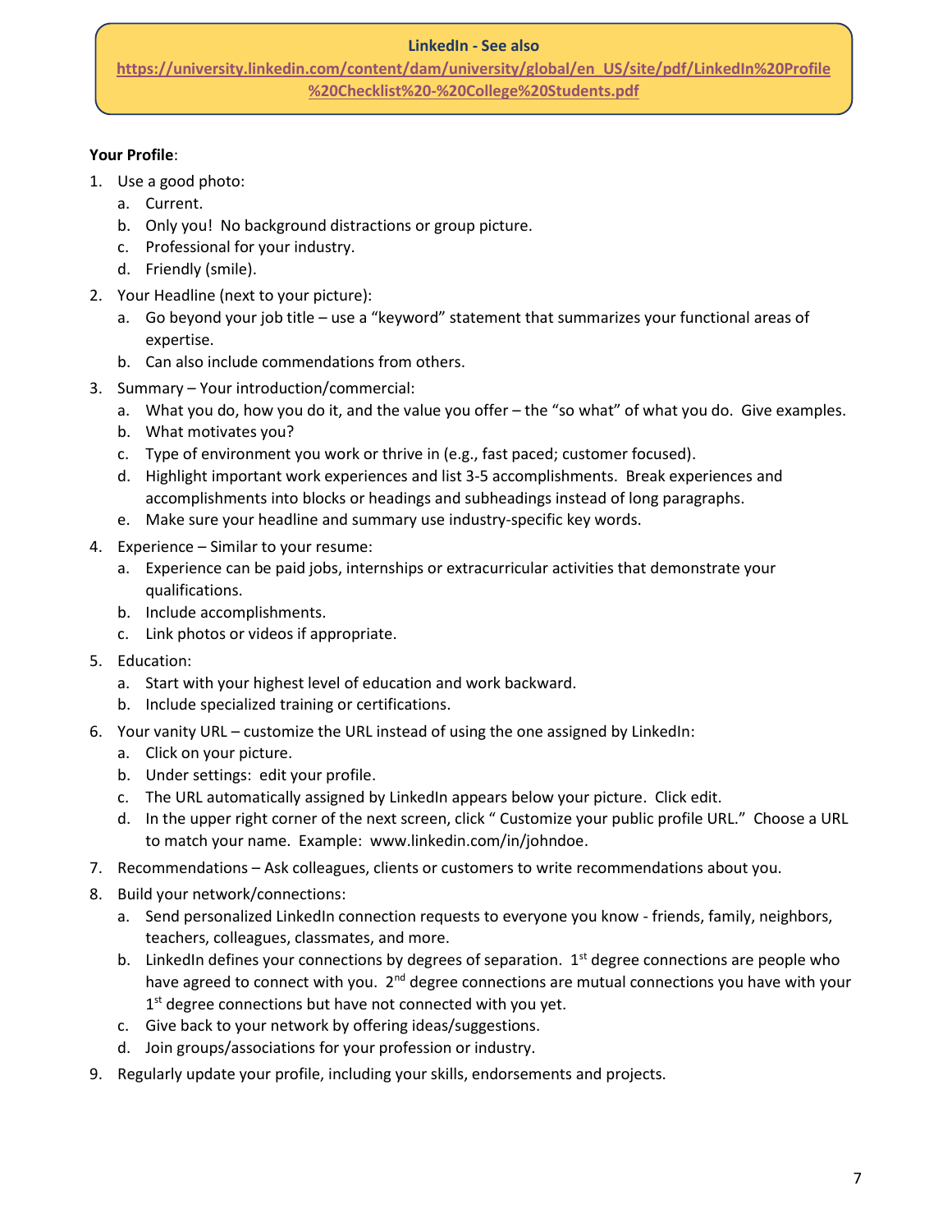**LinkedIn - See also https://university.linkedin.com/content/dam/university/global/en_US/site/pdf/LinkedIn%20Profile%20Checklist%20-%20College%20Students.pdf**

**Your Profile**:

1. Use a good photo:
   a. Current.
   b. Only you! No background distractions or group picture.
   c. Professional for your industry.
   d. Friendly (smile).
2. Your Headline (next to your picture):
   a. Go beyond your job title – use a "keyword" statement that summarizes your functional areas of expertise.
   b. Can also include commendations from others.
3. Summary – Your introduction/commercial:
   a. What you do, how you do it, and the value you offer – the "so what" of what you do. Give examples.
   b. What motivates you?
   c. Type of environment you work or thrive in (e.g., fast paced; customer focused).
   d. Highlight important work experiences and list 3-5 accomplishments. Break experiences and accomplishments into blocks or headings and subheadings instead of long paragraphs.
   e. Make sure your headline and summary use industry-specific key words.
4. Experience – Similar to your resume:
   a. Experience can be paid jobs, internships or extracurricular activities that demonstrate your qualifications.
   b. Include accomplishments.
   c. Link photos or videos if appropriate.
5. Education:
   a. Start with your highest level of education and work backward.
   b. Include specialized training or certifications.
6. Your vanity URL – customize the URL instead of using the one assigned by LinkedIn:
   a. Click on your picture.
   b. Under settings: edit your profile.
   c. The URL automatically assigned by LinkedIn appears below your picture. Click edit.
   d. In the upper right corner of the next screen, click " Customize your public profile URL." Choose a URL to match your name. Example: www.linkedin.com/in/johndoe.
7. Recommendations – Ask colleagues, clients or customers to write recommendations about you.
8. Build your network/connections:
   a. Send personalized LinkedIn connection requests to everyone you know - friends, family, neighbors, teachers, colleagues, classmates, and more.
   b. LinkedIn defines your connections by degrees of separation. 1st degree connections are people who have agreed to connect with you. 2nd degree connections are mutual connections you have with your 1st degree connections but have not connected with you yet.
   c. Give back to your network by offering ideas/suggestions.
   d. Join groups/associations for your profession or industry.
9. Regularly update your profile, including your skills, endorsements and projects.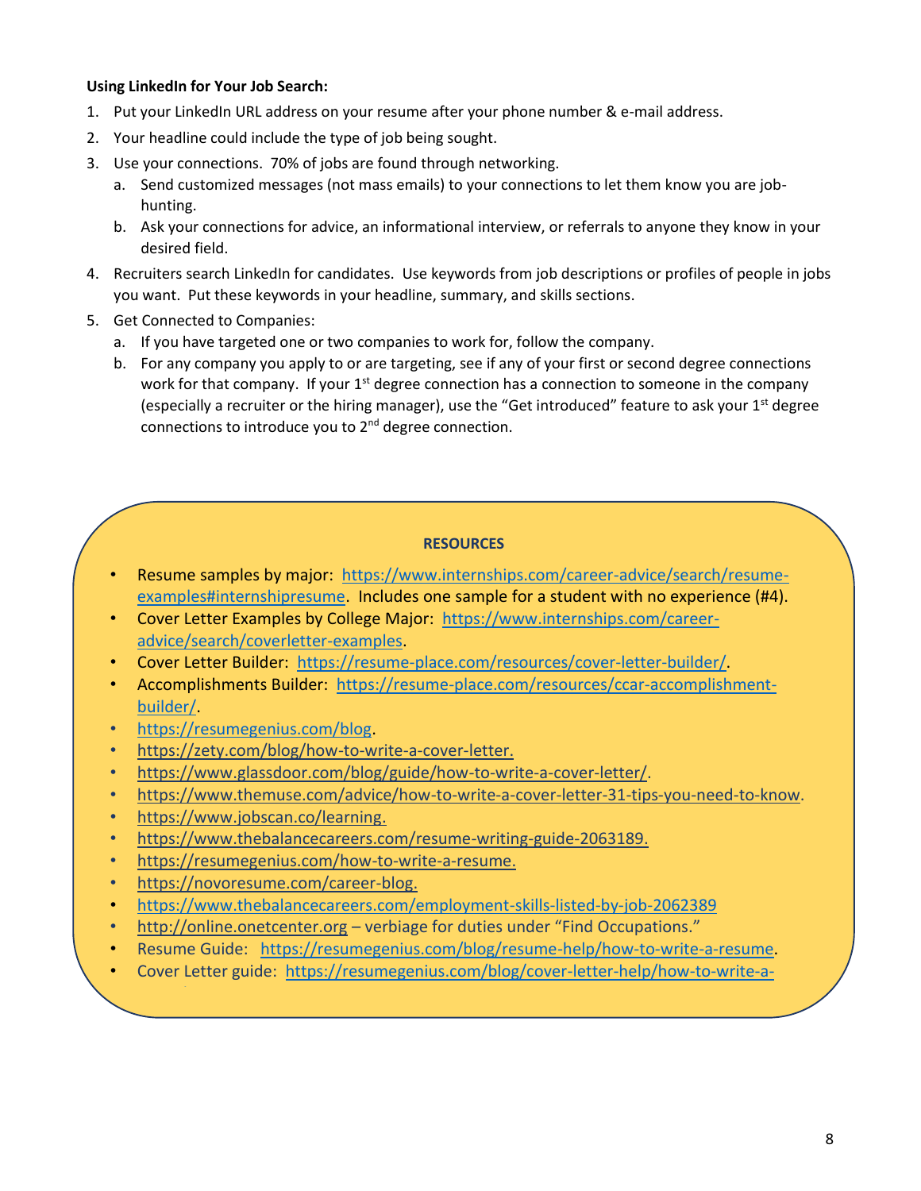**Using LinkedIn for Your Job Search:**

1. Put your LinkedIn URL address on your resume after your phone number & e-mail address.
2. Your headline could include the type of job being sought.
3. Use your connections. 70% of jobs are found through networking.
   a. Send customized messages (not mass emails) to your connections to let them know you are job-hunting.
   b. Ask your connections for advice, an informational interview, or referrals to anyone they know in your desired field.
4. Recruiters search LinkedIn for candidates. Use keywords from job descriptions or profiles of people in jobs you want. Put these keywords in your headline, summary, and skills sections.
5. Get Connected to Companies:
   a. If you have targeted one or two companies to work for, follow the company.
   b. For any company you apply to or are targeting, see if any of your first or second degree connections work for that company. If your 1st degree connection has a connection to someone in the company (especially a recruiter or the hiring manager), use the "Get introduced" feature to ask your 1st degree connections to introduce you to 2nd degree connection.

**RESOURCES**

- Resume samples by major: https://www.internships.com/career-advice/search/resume-examples#internshipresume. Includes one sample for a student with no experience (#4).
- Cover Letter Examples by College Major: https://www.internships.com/career-advice/search/coverletter-examples.
- Cover Letter Builder: https://resume-place.com/resources/cover-letter-builder/.
- Accomplishments Builder: https://resume-place.com/resources/ccar-accomplishment-builder/.
- https://resumegenius.com/blog.
- https://zety.com/blog/how-to-write-a-cover-letter.
- https://www.glassdoor.com/blog/guide/how-to-write-a-cover-letter/.
- https://www.themuse.com/advice/how-to-write-a-cover-letter-31-tips-you-need-to-know.
- https://www.jobscan.co/learning.
- https://www.thebalancecareers.com/resume-writing-guide-2063189.
- https://resumegenius.com/how-to-write-a-resume.
- https://novoresume.com/career-blog.
- https://www.thebalancecareers.com/employment-skills-listed-by-job-2062389
- http://online.onetcenter.org – verbiage for duties under "Find Occupations."
- Resume Guide: https://resumegenius.com/blog/resume-help/how-to-write-a-resume.
- Cover Letter guide: https://resumegenius.com/blog/cover-letter-help/how-to-write-a-